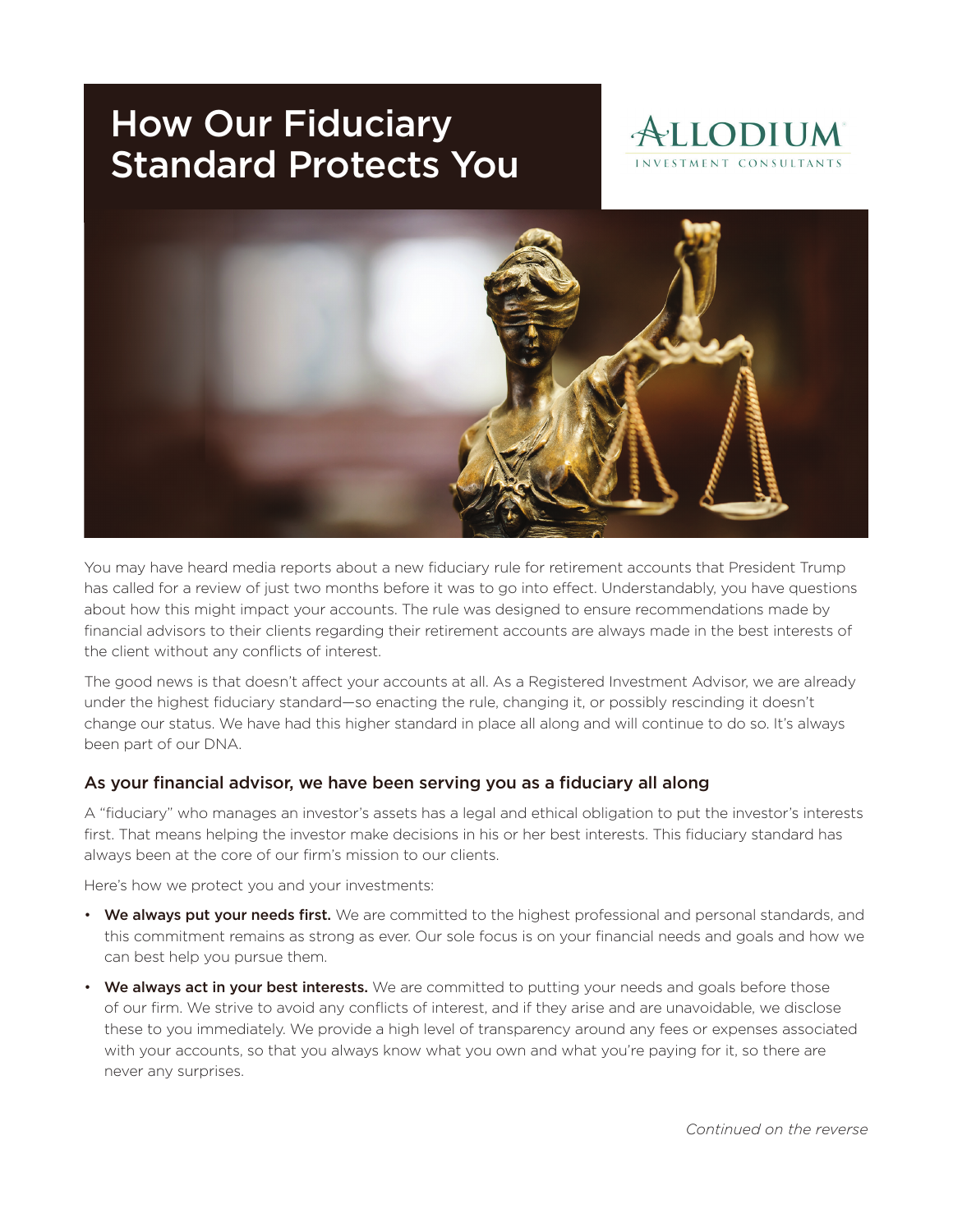# How Our Fiduciary Standard Protects You

ALLODIUM
INVESTMENT CONSULTANTS

You may have heard media reports about a new fiduciary rule for retirement accounts that President Trump has called for a review of just two months before it was to go into effect. Understandably, you have questions about how this might impact your accounts. The rule was designed to ensure recommendations made by financial advisors to their clients regarding their retirement accounts are always made in the best interests of the client without any conflicts of interest.

The good news is that doesn't affect your accounts at all. As a Registered Investment Advisor, we are already under the highest fiduciary standard—so enacting the rule, changing it, or possibly rescinding it doesn't change our status. We have had this higher standard in place all along and will continue to do so. It's always been part of our DNA.

### As your financial advisor, we have been serving you as a fiduciary all along

A "fiduciary" who manages an investor's assets has a legal and ethical obligation to put the investor's interests first. That means helping the investor make decisions in his or her best interests. This fiduciary standard has always been at the core of our firm's mission to our clients.

Here's how we protect you and your investments:

- **We always put your needs first.** We are committed to the highest professional and personal standards, and this commitment remains as strong as ever. Our sole focus is on your financial needs and goals and how we can best help you pursue them.
- **We always act in your best interests.** We are committed to putting your needs and goals before those of our firm. We strive to avoid any conflicts of interest, and if they arise and are unavoidable, we disclose these to you immediately. We provide a high level of transparency around any fees or expenses associated with your accounts, so that you always know what you own and what you're paying for it, so there are never any surprises.

*Continued on the reverse*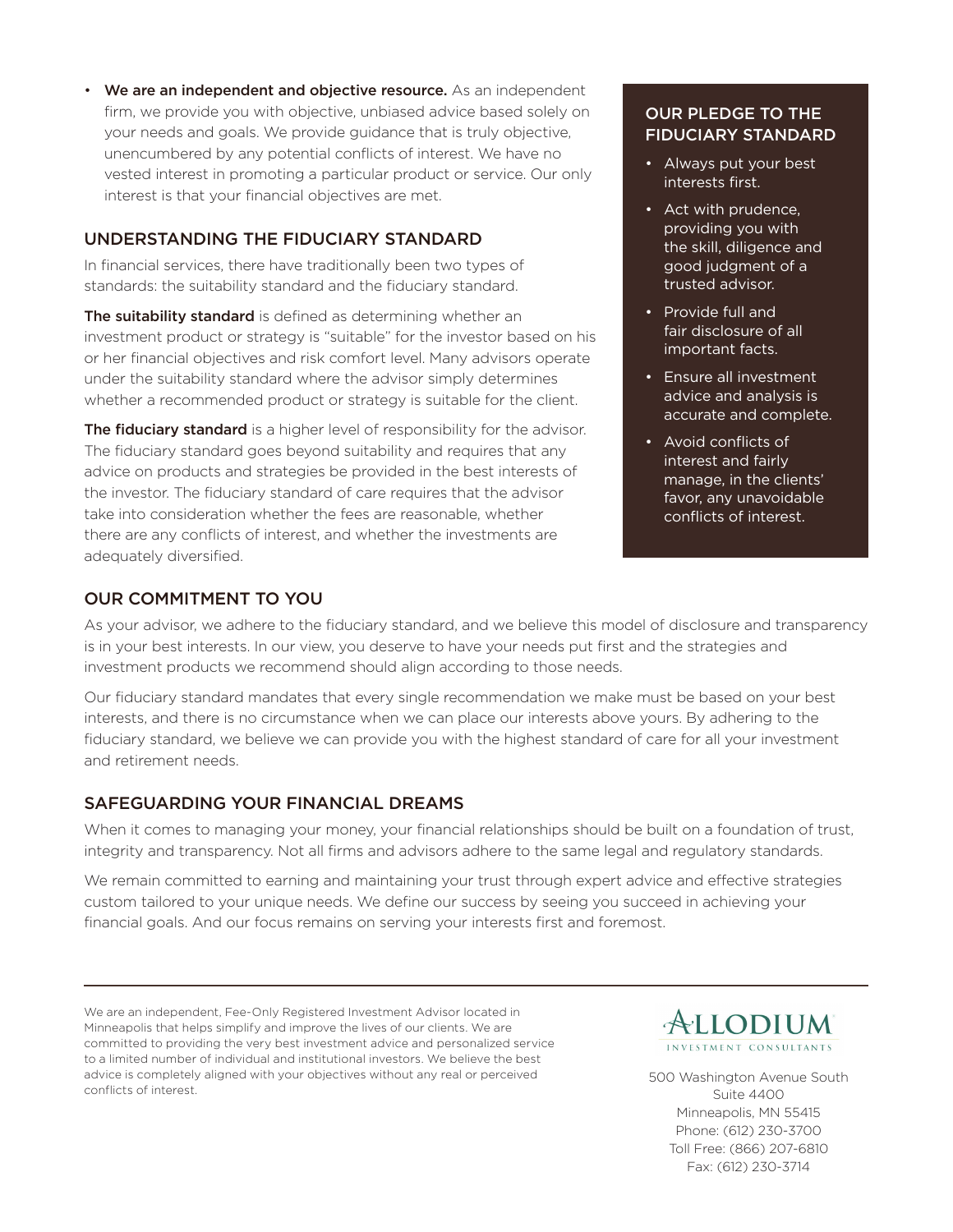- **We are an independent and objective resource.** As an independent firm, we provide you with objective, unbiased advice based solely on your needs and goals. We provide guidance that is truly objective, unencumbered by any potential conflicts of interest. We have no vested interest in promoting a particular product or service. Our only interest is that your financial objectives are met.

## UNDERSTANDING THE FIDUCIARY STANDARD

In financial services, there have traditionally been two types of standards: the suitability standard and the fiduciary standard.

**The suitability standard** is defined as determining whether an investment product or strategy is "suitable" for the investor based on his or her financial objectives and risk comfort level. Many advisors operate under the suitability standard where the advisor simply determines whether a recommended product or strategy is suitable for the client.

**The fiduciary standard** is a higher level of responsibility for the advisor. The fiduciary standard goes beyond suitability and requires that any advice on products and strategies be provided in the best interests of the investor. The fiduciary standard of care requires that the advisor take into consideration whether the fees are reasonable, whether there are any conflicts of interest, and whether the investments are adequately diversified.

### OUR PLEDGE TO THE FIDUCIARY STANDARD

- Always put your best interests first.
- Act with prudence, providing you with the skill, diligence and good judgment of a trusted advisor.
- Provide full and fair disclosure of all important facts.
- Ensure all investment advice and analysis is accurate and complete.
- Avoid conflicts of interest and fairly manage, in the clients' favor, any unavoidable conflicts of interest.

## OUR COMMITMENT TO YOU

As your advisor, we adhere to the fiduciary standard, and we believe this model of disclosure and transparency is in your best interests. In our view, you deserve to have your needs put first and the strategies and investment products we recommend should align according to those needs.

Our fiduciary standard mandates that every single recommendation we make must be based on your best interests, and there is no circumstance when we can place our interests above yours. By adhering to the fiduciary standard, we believe we can provide you with the highest standard of care for all your investment and retirement needs.

## SAFEGUARDING YOUR FINANCIAL DREAMS

When it comes to managing your money, your financial relationships should be built on a foundation of trust, integrity and transparency. Not all firms and advisors adhere to the same legal and regulatory standards.

We remain committed to earning and maintaining your trust through expert advice and effective strategies custom tailored to your unique needs. We define our success by seeing you succeed in achieving your financial goals. And our focus remains on serving your interests first and foremost.

---

We are an independent, Fee-Only Registered Investment Advisor located in Minneapolis that helps simplify and improve the lives of our clients. We are committed to providing the very best investment advice and personalized service to a limited number of individual and institutional investors. We believe the best advice is completely aligned with your objectives without any real or perceived conflicts of interest.

ALLODIUM
INVESTMENT CONSULTANTS

500 Washington Avenue South
Suite 4400
Minneapolis, MN 55415
Phone: (612) 230-3700
Toll Free: (866) 207-6810
Fax: (612) 230-3714